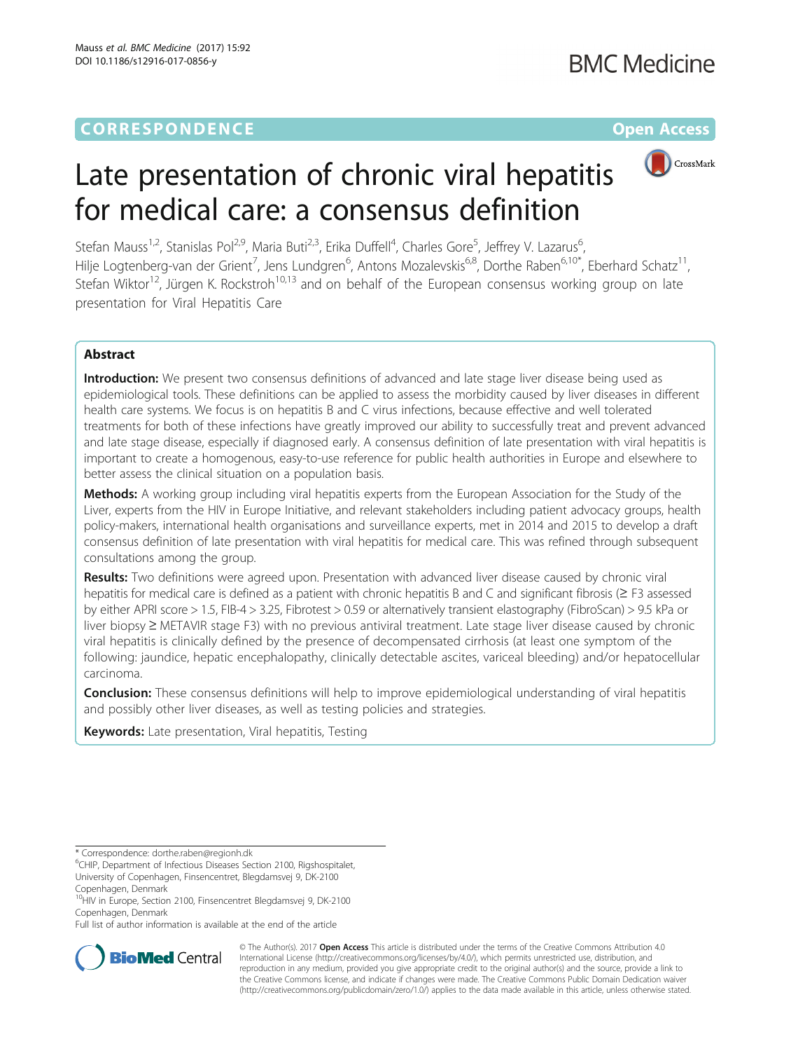CORRESPONDENCE

Open Access

# Late presentation of chronic viral hepatitis for medical care: a consensus definition

Stefan Mauss[1,2], Stanislas Pol[2,9], Maria Buti[2,3], Erika Duffell[4], Charles Gore[5], Jeffrey V. Lazarus[6], Hilje Logtenberg-van der Grient[7], Jens Lundgren[6], Antons Mozalevskis[6,8], Dorthe Raben[6,10*], Eberhard Schatz[11], Stefan Wiktor[12], Jürgen K. Rockstroh[10,13] and on behalf of the European consensus working group on late presentation for Viral Hepatitis Care

## Abstract

**Introduction:** We present two consensus definitions of advanced and late stage liver disease being used as epidemiological tools. These definitions can be applied to assess the morbidity caused by liver diseases in different health care systems. We focus is on hepatitis B and C virus infections, because effective and well tolerated treatments for both of these infections have greatly improved our ability to successfully treat and prevent advanced and late stage disease, especially if diagnosed early. A consensus definition of late presentation with viral hepatitis is important to create a homogenous, easy-to-use reference for public health authorities in Europe and elsewhere to better assess the clinical situation on a population basis.

**Methods:** A working group including viral hepatitis experts from the European Association for the Study of the Liver, experts from the HIV in Europe Initiative, and relevant stakeholders including patient advocacy groups, health policy-makers, international health organisations and surveillance experts, met in 2014 and 2015 to develop a draft consensus definition of late presentation with viral hepatitis for medical care. This was refined through subsequent consultations among the group.

**Results:** Two definitions were agreed upon. Presentation with advanced liver disease caused by chronic viral hepatitis for medical care is defined as a patient with chronic hepatitis B and C and significant fibrosis (≥ F3 assessed by either APRI score > 1.5, FIB-4 > 3.25, Fibrotest > 0.59 or alternatively transient elastography (FibroScan) > 9.5 kPa or liver biopsy ≥ METAVIR stage F3) with no previous antiviral treatment. Late stage liver disease caused by chronic viral hepatitis is clinically defined by the presence of decompensated cirrhosis (at least one symptom of the following: jaundice, hepatic encephalopathy, clinically detectable ascites, variceal bleeding) and/or hepatocellular carcinoma.

**Conclusion:** These consensus definitions will help to improve epidemiological understanding of viral hepatitis and possibly other liver diseases, as well as testing policies and strategies.

**Keywords:** Late presentation, Viral hepatitis, Testing

\* Correspondence: dorthe.raben@regionh.dk

[6]CHIP, Department of Infectious Diseases Section 2100, Rigshospitalet, University of Copenhagen, Finsencentret, Blegdamsvej 9, DK-2100 Copenhagen, Denmark

[10]HIV in Europe, Section 2100, Finsencentret Blegdamsvej 9, DK-2100 Copenhagen, Denmark

Full list of author information is available at the end of the article

© The Author(s). 2017 **Open Access** This article is distributed under the terms of the Creative Commons Attribution 4.0 International License (http://creativecommons.org/licenses/by/4.0/), which permits unrestricted use, distribution, and reproduction in any medium, provided you give appropriate credit to the original author(s) and the source, provide a link to the Creative Commons license, and indicate if changes were made. The Creative Commons Public Domain Dedication waiver (http://creativecommons.org/publicdomain/zero/1.0/) applies to the data made available in this article, unless otherwise stated.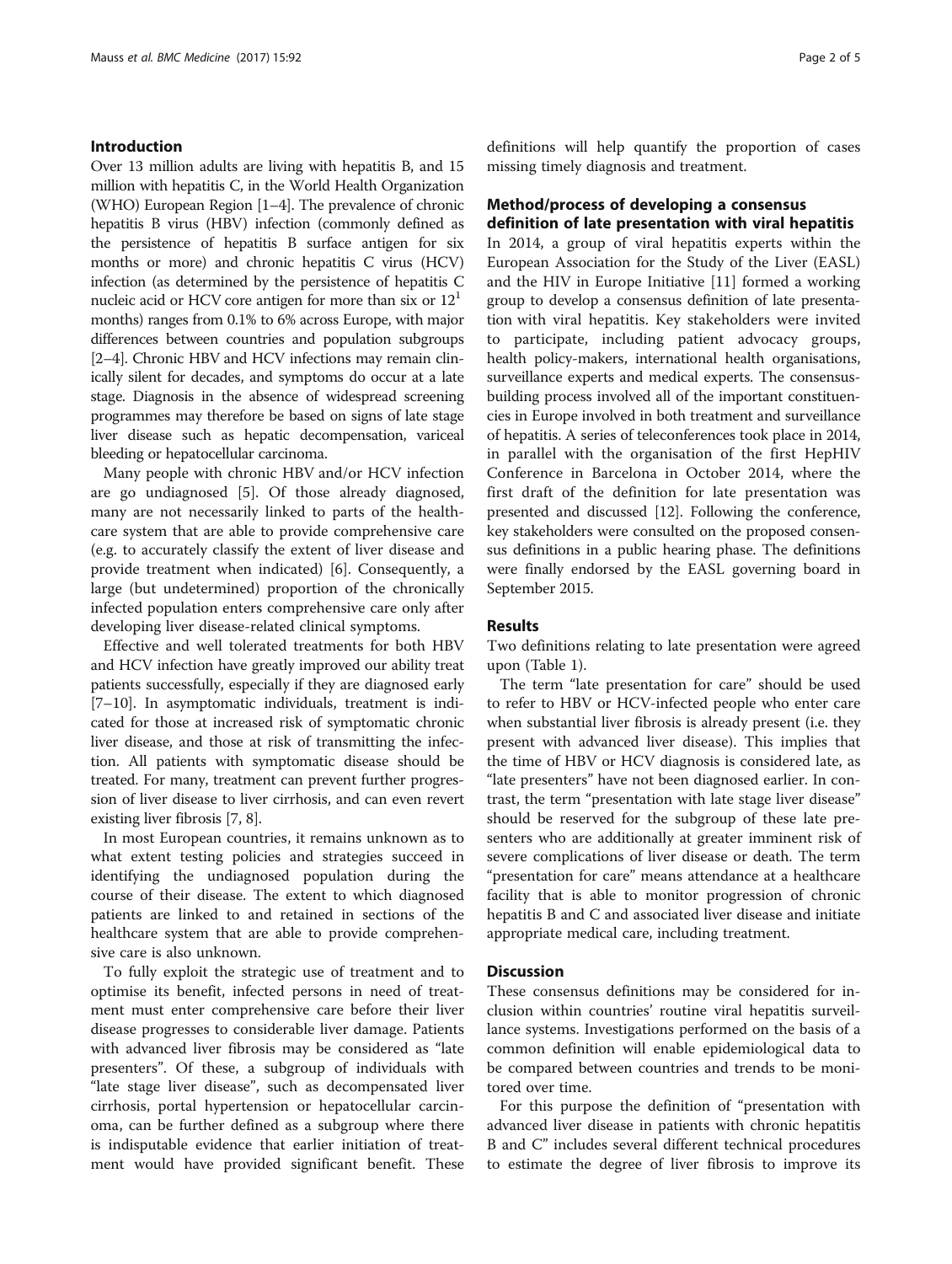## Introduction

Over 13 million adults are living with hepatitis B, and 15 million with hepatitis C, in the World Health Organization (WHO) European Region [1–4]. The prevalence of chronic hepatitis B virus (HBV) infection (commonly defined as the persistence of hepatitis B surface antigen for six months or more) and chronic hepatitis C virus (HCV) infection (as determined by the persistence of hepatitis C nucleic acid or HCV core antigen for more than six or 12[1] months) ranges from 0.1% to 6% across Europe, with major differences between countries and population subgroups [2–4]. Chronic HBV and HCV infections may remain clinically silent for decades, and symptoms do occur at a late stage. Diagnosis in the absence of widespread screening programmes may therefore be based on signs of late stage liver disease such as hepatic decompensation, variceal bleeding or hepatocellular carcinoma.

Many people with chronic HBV and/or HCV infection are go undiagnosed [5]. Of those already diagnosed, many are not necessarily linked to parts of the healthcare system that are able to provide comprehensive care (e.g. to accurately classify the extent of liver disease and provide treatment when indicated) [6]. Consequently, a large (but undetermined) proportion of the chronically infected population enters comprehensive care only after developing liver disease-related clinical symptoms.

Effective and well tolerated treatments for both HBV and HCV infection have greatly improved our ability treat patients successfully, especially if they are diagnosed early [7–10]. In asymptomatic individuals, treatment is indicated for those at increased risk of symptomatic chronic liver disease, and those at risk of transmitting the infection. All patients with symptomatic disease should be treated. For many, treatment can prevent further progression of liver disease to liver cirrhosis, and can even revert existing liver fibrosis [7, 8].

In most European countries, it remains unknown as to what extent testing policies and strategies succeed in identifying the undiagnosed population during the course of their disease. The extent to which diagnosed patients are linked to and retained in sections of the healthcare system that are able to provide comprehensive care is also unknown.

To fully exploit the strategic use of treatment and to optimise its benefit, infected persons in need of treatment must enter comprehensive care before their liver disease progresses to considerable liver damage. Patients with advanced liver fibrosis may be considered as "late presenters". Of these, a subgroup of individuals with "late stage liver disease", such as decompensated liver cirrhosis, portal hypertension or hepatocellular carcinoma, can be further defined as a subgroup where there is indisputable evidence that earlier initiation of treatment would have provided significant benefit. These definitions will help quantify the proportion of cases missing timely diagnosis and treatment.

## Method/process of developing a consensus definition of late presentation with viral hepatitis

In 2014, a group of viral hepatitis experts within the European Association for the Study of the Liver (EASL) and the HIV in Europe Initiative [11] formed a working group to develop a consensus definition of late presentation with viral hepatitis. Key stakeholders were invited to participate, including patient advocacy groups, health policy-makers, international health organisations, surveillance experts and medical experts. The consensus-building process involved all of the important constituencies in Europe involved in both treatment and surveillance of hepatitis. A series of teleconferences took place in 2014, in parallel with the organisation of the first HepHIV Conference in Barcelona in October 2014, where the first draft of the definition for late presentation was presented and discussed [12]. Following the conference, key stakeholders were consulted on the proposed consensus definitions in a public hearing phase. The definitions were finally endorsed by the EASL governing board in September 2015.

## Results

Two definitions relating to late presentation were agreed upon (Table 1).

The term "late presentation for care" should be used to refer to HBV or HCV-infected people who enter care when substantial liver fibrosis is already present (i.e. they present with advanced liver disease). This implies that the time of HBV or HCV diagnosis is considered late, as "late presenters" have not been diagnosed earlier. In contrast, the term "presentation with late stage liver disease" should be reserved for the subgroup of these late presenters who are additionally at greater imminent risk of severe complications of liver disease or death. The term "presentation for care" means attendance at a healthcare facility that is able to monitor progression of chronic hepatitis B and C and associated liver disease and initiate appropriate medical care, including treatment.

## Discussion

These consensus definitions may be considered for inclusion within countries' routine viral hepatitis surveillance systems. Investigations performed on the basis of a common definition will enable epidemiological data to be compared between countries and trends to be monitored over time.

For this purpose the definition of "presentation with advanced liver disease in patients with chronic hepatitis B and C" includes several different technical procedures to estimate the degree of liver fibrosis to improve its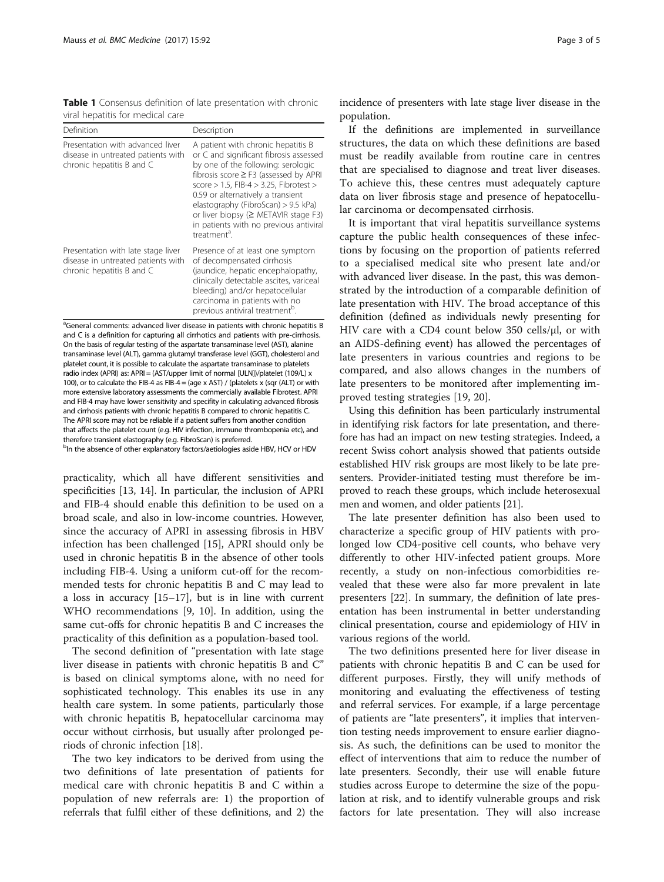**Table 1** Consensus definition of late presentation with chronic viral hepatitis for medical care

| Definition | Description |
| --- | --- |
| Presentation with advanced liver disease in untreated patients with chronic hepatitis B and C | A patient with chronic hepatitis B or C and significant fibrosis assessed by one of the following: serologic fibrosis score ≥ F3 (assessed by APRI score > 1.5, FIB-4 > 3.25, Fibrotest > 0.59 or alternatively a transient elastography (FibroScan) > 9.5 kPa) or liver biopsy (≥ METAVIR stage F3) in patients with no previous antiviral treatment[a]. |
| Presentation with late stage liver disease in untreated patients with chronic hepatitis B and C | Presence of at least one symptom of decompensated cirrhosis (jaundice, hepatic encephalopathy, clinically detectable ascites, variceal bleeding) and/or hepatocellular carcinoma in patients with no previous antiviral treatment[b]. |

[a]General comments: advanced liver disease in patients with chronic hepatitis B and C is a definition for capturing all cirrhotics and patients with pre-cirrhosis. On the basis of regular testing of the aspartate transaminase level (AST), alanine transaminase level (ALT), gamma glutamyl transferase level (GGT), cholesterol and platelet count, it is possible to calculate the aspartate transaminase to platelets radio index (APRI) as: APRI = (AST/upper limit of normal [ULN])/platelet ($10^9$/L) x 100), or to calculate the FIB-4 as FIB-4 = (age x AST) / (platelets x (sqr (ALT) or with more extensive laboratory assessments the commercially available Fibrotest. APRI and FIB-4 may have lower sensitivity and specifity in calculating advanced fibrosis and cirrhosis patients with chronic hepatitis B compared to chronic hepatitis C. The APRI score may not be reliable if a patient suffers from another condition that affects the platelet count (e.g. HIV infection, immune thrombopenia etc), and therefore transient elastography (e.g. FibroScan) is preferred.
[b]In the absence of other explanatory factors/aetiologies aside HBV, HCV or HDV

practicality, which all have different sensitivities and specificities [13, 14]. In particular, the inclusion of APRI and FIB-4 should enable this definition to be used on a broad scale, and also in low-income countries. However, since the accuracy of APRI in assessing fibrosis in HBV infection has been challenged [15], APRI should only be used in chronic hepatitis B in the absence of other tools including FIB-4. Using a uniform cut-off for the recommended tests for chronic hepatitis B and C may lead to a loss in accuracy [15–17], but is in line with current WHO recommendations [9, 10]. In addition, using the same cut-offs for chronic hepatitis B and C increases the practicality of this definition as a population-based tool.

The second definition of "presentation with late stage liver disease in patients with chronic hepatitis B and C" is based on clinical symptoms alone, with no need for sophisticated technology. This enables its use in any health care system. In some patients, particularly those with chronic hepatitis B, hepatocellular carcinoma may occur without cirrhosis, but usually after prolonged periods of chronic infection [18].

The two key indicators to be derived from using the two definitions of late presentation of patients for medical care with chronic hepatitis B and C within a population of new referrals are: 1) the proportion of referrals that fulfil either of these definitions, and 2) the incidence of presenters with late stage liver disease in the population.

If the definitions are implemented in surveillance structures, the data on which these definitions are based must be readily available from routine care in centres that are specialised to diagnose and treat liver diseases. To achieve this, these centres must adequately capture data on liver fibrosis stage and presence of hepatocellular carcinoma or decompensated cirrhosis.

It is important that viral hepatitis surveillance systems capture the public health consequences of these infections by focusing on the proportion of patients referred to a specialised medical site who present late and/or with advanced liver disease. In the past, this was demonstrated by the introduction of a comparable definition of late presentation with HIV. The broad acceptance of this definition (defined as individuals newly presenting for HIV care with a CD4 count below 350 cells/μl, or with an AIDS-defining event) has allowed the percentages of late presenters in various countries and regions to be compared, and also allows changes in the numbers of late presenters to be monitored after implementing improved testing strategies [19, 20].

Using this definition has been particularly instrumental in identifying risk factors for late presentation, and therefore has had an impact on new testing strategies. Indeed, a recent Swiss cohort analysis showed that patients outside established HIV risk groups are most likely to be late presenters. Provider-initiated testing must therefore be improved to reach these groups, which include heterosexual men and women, and older patients [21].

The late presenter definition has also been used to characterize a specific group of HIV patients with prolonged low CD4-positive cell counts, who behave very differently to other HIV-infected patient groups. More recently, a study on non-infectious comorbidities revealed that these were also far more prevalent in late presenters [22]. In summary, the definition of late presentation has been instrumental in better understanding clinical presentation, course and epidemiology of HIV in various regions of the world.

The two definitions presented here for liver disease in patients with chronic hepatitis B and C can be used for different purposes. Firstly, they will unify methods of monitoring and evaluating the effectiveness of testing and referral services. For example, if a large percentage of patients are "late presenters", it implies that intervention testing needs improvement to ensure earlier diagnosis. As such, the definitions can be used to monitor the effect of interventions that aim to reduce the number of late presenters. Secondly, their use will enable future studies across Europe to determine the size of the population at risk, and to identify vulnerable groups and risk factors for late presentation. They will also increase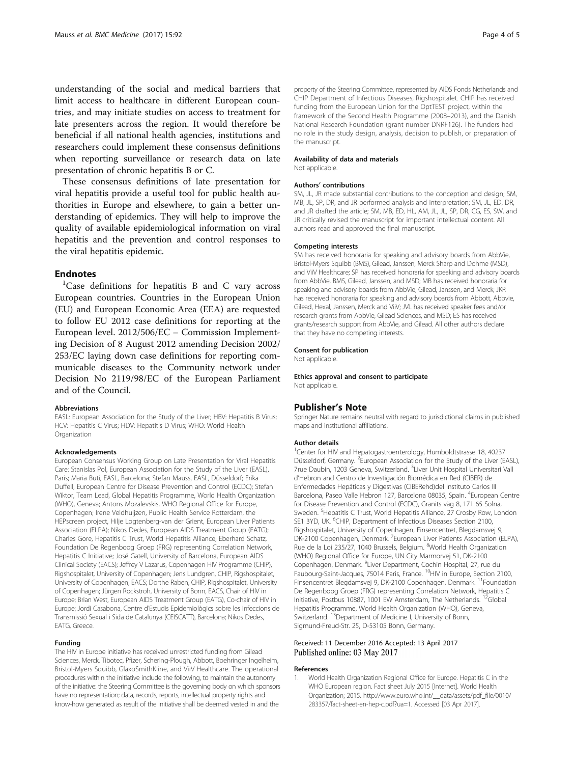understanding of the social and medical barriers that limit access to healthcare in different European countries, and may initiate studies on access to treatment for late presenters across the region. It would therefore be beneficial if all national health agencies, institutions and researchers could implement these consensus definitions when reporting surveillance or research data on late presentation of chronic hepatitis B or C.

These consensus definitions of late presentation for viral hepatitis provide a useful tool for public health authorities in Europe and elsewhere, to gain a better understanding of epidemics. They will help to improve the quality of available epidemiological information on viral hepatitis and the prevention and control responses to the viral hepatitis epidemic.

## Endnotes

[1]Case definitions for hepatitis B and C vary across European countries. Countries in the European Union (EU) and European Economic Area (EEA) are requested to follow EU 2012 case definitions for reporting at the European level. 2012/506/EC – Commission Implementing Decision of 8 August 2012 amending Decision 2002/253/EC laying down case definitions for reporting communicable diseases to the Community network under Decision No 2119/98/EC of the European Parliament and of the Council.

#### Abbreviations

EASL: European Association for the Study of the Liver; HBV: Hepatitis B Virus; HCV: Hepatitis C Virus; HDV: Hepatitis D Virus; WHO: World Health Organization

#### Acknowledgements

European Consensus Working Group on Late Presentation for Viral Hepatitis Care: Stanislas Pol, European Association for the Study of the Liver (EASL), Paris; Maria Buti, EASL, Barcelona; Stefan Mauss, EASL, Düsseldorf; Erika Duffell, European Centre for Disease Prevention and Control (ECDC); Stefan Wiktor, Team Lead, Global Hepatitis Programme, World Health Organization (WHO), Geneva; Antons Mozalevskis, WHO Regional Office for Europe, Copenhagen; Irene Veldhuijzen, Public Health Service Rotterdam, the HEPscreen project, Hilje Logtenberg-van der Grient, European Liver Patients Association (ELPA); Nikos Dedes, European AIDS Treatment Group (EATG); Charles Gore, Hepatitis C Trust, World Hepatitis Alliance; Eberhard Schatz, Foundation De Regenboog Groep (FRG) representing Correlation Network, Hepatitis C Initiative; José Gatell, University of Barcelona, European AIDS Clinical Society (EACS); Jeffrey V Lazarus, Copenhagen HIV Programme (CHIP), Rigshospitalet, University of Copenhagen; Jens Lundgren, CHIP, Rigshospitalet, University of Copenhagen, EACS; Dorthe Raben, CHIP, Rigshospitalet, University of Copenhagen; Jürgen Rockstroh, University of Bonn, EACS, Chair of HIV in Europe; Brian West, European AIDS Treatment Group (EATG), Co-chair of HIV in Europe; Jordi Casabona, Centre d'Estudis Epidemiològics sobre les Infeccions de Transmissió Sexual i Sida de Catalunya (CEISCATT), Barcelona; Nikos Dedes, EATG, Greece.

#### Funding

The HIV in Europe initiative has received unrestricted funding from Gilead Sciences, Merck, Tibotec, Pfizer, Schering-Plough, Abbott, Boehringer Ingelheim, Bristol-Myers Squibb, GlaxoSmithKline, and ViiV Healthcare. The operational procedures within the initiative include the following, to maintain the autonomy of the initiative: the Steering Committee is the governing body on which sponsors have no representation; data, records, reports, intellectual property rights and know-how generated as result of the initiative shall be deemed vested in and the property of the Steering Committee, represented by AIDS Fonds Netherlands and CHIP Department of Infectious Diseases, Rigshospitalet. CHIP has received funding from the European Union for the OptTEST project, within the framework of the Second Health Programme (2008–2013), and the Danish National Research Foundation (grant number DNRF126). The funders had no role in the study design, analysis, decision to publish, or preparation of the manuscript.

#### Availability of data and materials

Not applicable.

#### Authors' contributions

SM, JL, JR made substantial contributions to the conception and design; SM, MB, JL, SP, DR, and JR performed analysis and interpretation; SM, JL, ED, DR, and JR drafted the article; SM, MB, ED, HL, AM, JL, JL, SP, DR, CG, ES, SW, and JR critically revised the manuscript for important intellectual content. All authors read and approved the final manuscript.

#### Competing interests

SM has received honoraria for speaking and advisory boards from AbbVie, Bristol-Myers Squibb (BMS), Gilead, Janssen, Merck Sharp and Dohme (MSD), and ViiV Healthcare; SP has received honoraria for speaking and advisory boards from AbbVie, BMS, Gilead, Janssen, and MSD; MB has received honoraria for speaking and advisory boards from AbbVie, Gilead, Janssen, and Merck; JKR has received honoraria for speaking and advisory boards from Abbott, Abbvie, Gilead, Hexal, Janssen, Merck and ViiV; JVL has received speaker fees and/or research grants from AbbVie, Gilead Sciences, and MSD; ES has received grants/research support from AbbVie, and Gilead. All other authors declare that they have no competing interests.

#### Consent for publication

Not applicable.

#### Ethics approval and consent to participate

Not applicable.

## Publisher's Note

Springer Nature remains neutral with regard to jurisdictional claims in published maps and institutional affiliations.

#### Author details

[1]Center for HIV and Hepatogastroenterology, Humboldtstrasse 18, 40237 Düsseldorf, Germany. [2]European Association for the Study of the Liver (EASL), 7rue Daubin, 1203 Geneva, Switzerland. [3]Liver Unit Hospital Universitari Vall d'Hebron and Centro de Investigación Biomédica en Red (CIBER) de Enfermedades Hepáticas y Digestivas (CIBERehd)del Instituto Carlos III Barcelona, Paseo Valle Hebron 127, Barcelona 08035, Spain. [4]European Centre for Disease Prevention and Control (ECDC), Granits väg 8, 171 65 Solna, Sweden. [5]Hepatitis C Trust, World Hepatitis Alliance, 27 Crosby Row, London SE1 3YD, UK. [6]CHIP, Department of Infectious Diseases Section 2100, Rigshospitalet, University of Copenhagen, Finsencentret, Blegdamsvej 9, DK-2100 Copenhagen, Denmark. [7]European Liver Patients Association (ELPA), Rue de la Loi 235/27, 1040 Brussels, Belgium. [8]World Health Organization (WHO) Regional Office for Europe, UN City Marmorvej 51, DK-2100 Copenhagen, Denmark. [9]Liver Department, Cochin Hospital, 27, rue du Faubourg-Saint-Jacques, 75014 Paris, France. [10]HIV in Europe, Section 2100, Finsencentret Blegdamsvej 9, DK-2100 Copenhagen, Denmark. [11]Foundation De Regenboog Groep (FRG) representing Correlation Network, Hepatitis C Initiative, Postbus 10887, 1001 EW Amsterdam, The Netherlands. [12]Global Hepatitis Programme, World Health Organization (WHO), Geneva, Switzerland. [13]Department of Medicine I, University of Bonn, Sigmund-Freud-Str. 25, D-53105 Bonn, Germany.

Received: 11 December 2016 Accepted: 13 April 2017
Published online: 03 May 2017

#### References

1. World Health Organization Regional Office for Europe. Hepatitis C in the WHO European region. Fact sheet July 2015 [Internet]. World Health Organization; 2015. http://www.euro.who.int/__data/assets/pdf_file/0010/283357/fact-sheet-en-hep-c.pdf?ua=1. Accessed [03 Apr 2017].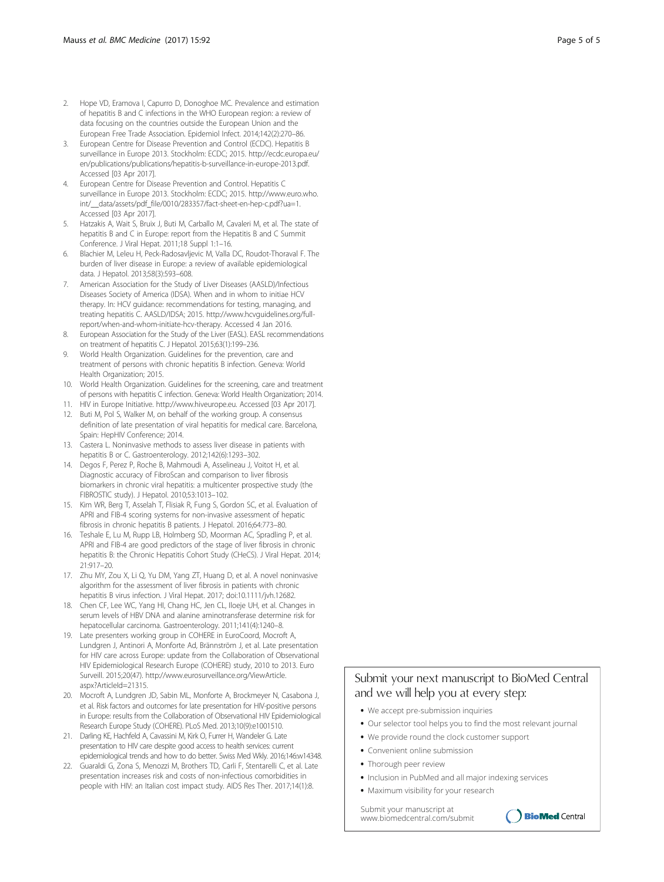2. Hope VD, Eramova I, Capurro D, Donoghoe MC. Prevalence and estimation of hepatitis B and C infections in the WHO European region: a review of data focusing on the countries outside the European Union and the European Free Trade Association. Epidemiol Infect. 2014;142(2):270–86.
3. European Centre for Disease Prevention and Control (ECDC). Hepatitis B surveillance in Europe 2013. Stockholm: ECDC; 2015. http://ecdc.europa.eu/en/publications/publications/hepatitis-b-surveillance-in-europe-2013.pdf. Accessed [03 Apr 2017].
4. European Centre for Disease Prevention and Control. Hepatitis C surveillance in Europe 2013. Stockholm: ECDC; 2015. http://www.euro.who.int/__data/assets/pdf_file/0010/283357/fact-sheet-en-hep-c.pdf?ua=1. Accessed [03 Apr 2017].
5. Hatzakis A, Wait S, Bruix J, Buti M, Carballo M, Cavaleri M, et al. The state of hepatitis B and C in Europe: report from the Hepatitis B and C Summit Conference. J Viral Hepat. 2011;18 Suppl 1:1–16.
6. Blachier M, Leleu H, Peck-Radosavljevic M, Valla DC, Roudot-Thoraval F. The burden of liver disease in Europe: a review of available epidemiological data. J Hepatol. 2013;58(3):593–608.
7. American Association for the Study of Liver Diseases (AASLD)/Infectious Diseases Society of America (IDSA). When and in whom to initiae HCV therapy. In: HCV guidance: recommendations for testing, managing, and treating hepatitis C. AASLD/IDSA; 2015. http://www.hcvguidelines.org/full-report/when-and-whom-initiate-hcv-therapy. Accessed 4 Jan 2016.
8. European Association for the Study of the Liver (EASL). EASL recommendations on treatment of hepatitis C. J Hepatol. 2015;63(1):199–236.
9. World Health Organization. Guidelines for the prevention, care and treatment of persons with chronic hepatitis B infection. Geneva: World Health Organization; 2015.
10. World Health Organization. Guidelines for the screening, care and treatment of persons with hepatitis C infection. Geneva: World Health Organization; 2014.
11. HIV in Europe Initiative. http://www.hiveurope.eu. Accessed [03 Apr 2017].
12. Buti M, Pol S, Walker M, on behalf of the working group. A consensus definition of late presentation of viral hepatitis for medical care. Barcelona, Spain: HepHIV Conference; 2014.
13. Castera L. Noninvasive methods to assess liver disease in patients with hepatitis B or C. Gastroenterology. 2012;142(6):1293–302.
14. Degos F, Perez P, Roche B, Mahmoudi A, Asselineau J, Voitot H, et al. Diagnostic accuracy of FibroScan and comparison to liver fibrosis biomarkers in chronic viral hepatitis: a multicenter prospective study (the FIBROSTIC study). J Hepatol. 2010;53:1013–102.
15. Kim WR, Berg T, Asselah T, Flisiak R, Fung S, Gordon SC, et al. Evaluation of APRI and FIB-4 scoring systems for non-invasive assessment of hepatic fibrosis in chronic hepatitis B patients. J Hepatol. 2016;64:773–80.
16. Teshale E, Lu M, Rupp LB, Holmberg SD, Moorman AC, Spradling P, et al. APRI and FIB-4 are good predictors of the stage of liver fibrosis in chronic hepatitis B: the Chronic Hepatitis Cohort Study (CHeCS). J Viral Hepat. 2014;21:917–20.
17. Zhu MY, Zou X, Li Q, Yu DM, Yang ZT, Huang D, et al. A novel noninvasive algorithm for the assessment of liver fibrosis in patients with chronic hepatitis B virus infection. J Viral Hepat. 2017; doi:10.1111/jvh.12682.
18. Chen CF, Lee WC, Yang HI, Chang HC, Jen CL, Iloeje UH, et al. Changes in serum levels of HBV DNA and alanine aminotransferase determine risk for hepatocellular carcinoma. Gastroenterology. 2011;141(4):1240–8.
19. Late presenters working group in COHERE in EuroCoord, Mocroft A, Lundgren J, Antinori A, Monforte Ad, Brännström J, et al. Late presentation for HIV care across Europe: update from the Collaboration of Observational HIV Epidemiological Research Europe (COHERE) study, 2010 to 2013. Euro Surveill. 2015;20(47). http://www.eurosurveillance.org/ViewArticle.aspx?ArticleId=21315.
20. Mocroft A, Lundgren JD, Sabin ML, Monforte A, Brockmeyer N, Casabona J, et al. Risk factors and outcomes for late presentation for HIV-positive persons in Europe: results from the Collaboration of Observational HIV Epidemiological Research Europe Study (COHERE). PLoS Med. 2013;10(9):e1001510.
21. Darling KE, Hachfeld A, Cavassini M, Kirk O, Furrer H, Wandeler G. Late presentation to HIV care despite good access to health services: current epidemiological trends and how to do better. Swiss Med Wkly. 2016;146:w14348.
22. Guaraldi G, Zona S, Menozzi M, Brothers TD, Carli F, Stentarelli C, et al. Late presentation increases risk and costs of non-infectious comorbidities in people with HIV: an Italian cost impact study. AIDS Res Ther. 2017;14(1):8.

Submit your next manuscript to BioMed Central and we will help you at every step:

- We accept pre-submission inquiries
- Our selector tool helps you to find the most relevant journal
- We provide round the clock customer support
- Convenient online submission
- Thorough peer review
- Inclusion in PubMed and all major indexing services
- Maximum visibility for your research

Submit your manuscript at www.biomedcentral.com/submit

BioMed Central